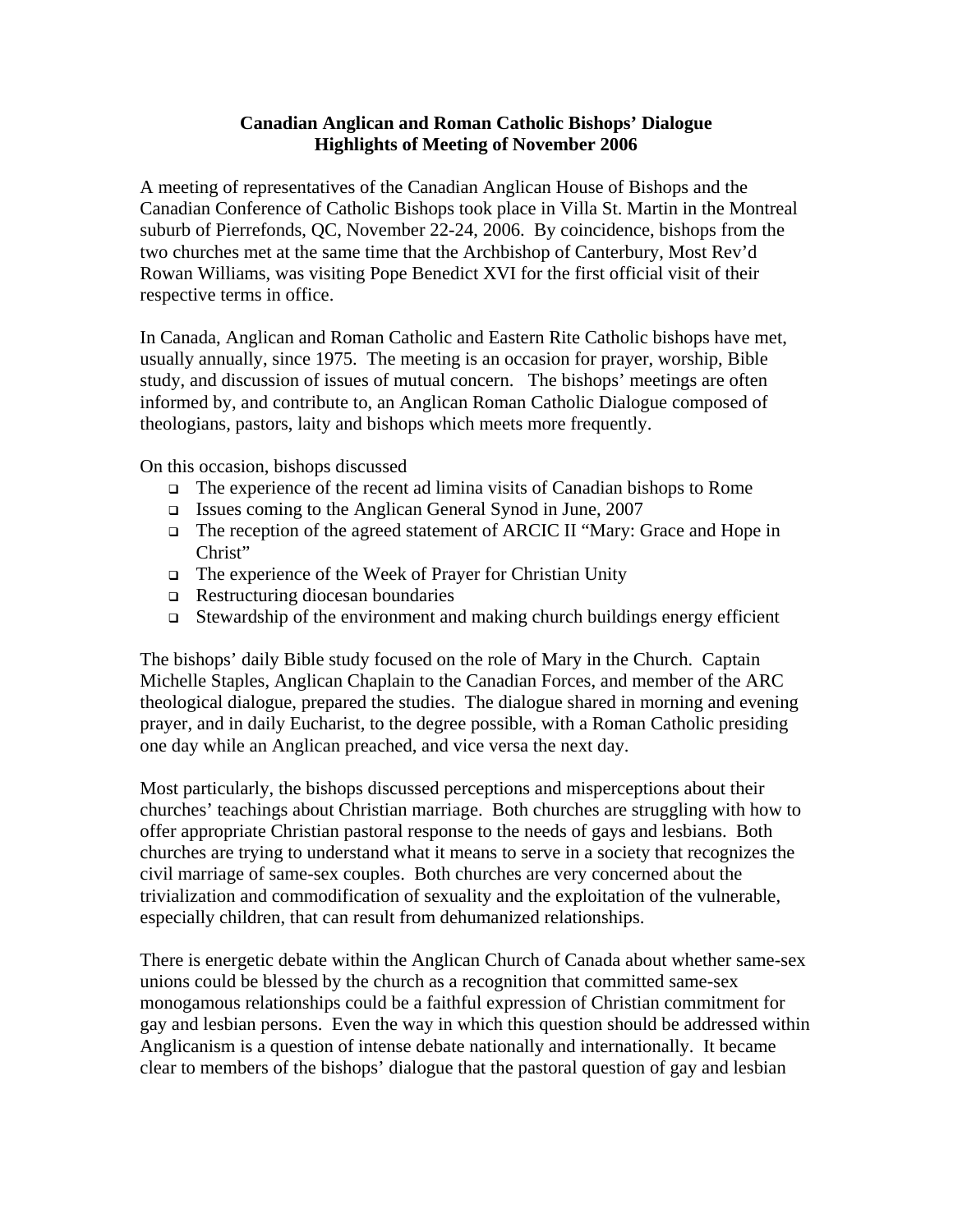**Canadian Anglican and Roman Catholic Bishops' Dialogue**
**Highlights of Meeting of November 2006**

A meeting of representatives of the Canadian Anglican House of Bishops and the Canadian Conference of Catholic Bishops took place in Villa St. Martin in the Montreal suburb of Pierrefonds, QC, November 22-24, 2006. By coincidence, bishops from the two churches met at the same time that the Archbishop of Canterbury, Most Rev'd Rowan Williams, was visiting Pope Benedict XVI for the first official visit of their respective terms in office.

In Canada, Anglican and Roman Catholic and Eastern Rite Catholic bishops have met, usually annually, since 1975. The meeting is an occasion for prayer, worship, Bible study, and discussion of issues of mutual concern. The bishops' meetings are often informed by, and contribute to, an Anglican Roman Catholic Dialogue composed of theologians, pastors, laity and bishops which meets more frequently.

On this occasion, bishops discussed

- The experience of the recent ad limina visits of Canadian bishops to Rome
- Issues coming to the Anglican General Synod in June, 2007
- The reception of the agreed statement of ARCIC II "Mary: Grace and Hope in Christ"
- The experience of the Week of Prayer for Christian Unity
- Restructuring diocesan boundaries
- Stewardship of the environment and making church buildings energy efficient

The bishops' daily Bible study focused on the role of Mary in the Church. Captain Michelle Staples, Anglican Chaplain to the Canadian Forces, and member of the ARC theological dialogue, prepared the studies. The dialogue shared in morning and evening prayer, and in daily Eucharist, to the degree possible, with a Roman Catholic presiding one day while an Anglican preached, and vice versa the next day.

Most particularly, the bishops discussed perceptions and misperceptions about their churches' teachings about Christian marriage. Both churches are struggling with how to offer appropriate Christian pastoral response to the needs of gays and lesbians. Both churches are trying to understand what it means to serve in a society that recognizes the civil marriage of same-sex couples. Both churches are very concerned about the trivialization and commodification of sexuality and the exploitation of the vulnerable, especially children, that can result from dehumanized relationships.

There is energetic debate within the Anglican Church of Canada about whether same-sex unions could be blessed by the church as a recognition that committed same-sex monogamous relationships could be a faithful expression of Christian commitment for gay and lesbian persons. Even the way in which this question should be addressed within Anglicanism is a question of intense debate nationally and internationally. It became clear to members of the bishops' dialogue that the pastoral question of gay and lesbian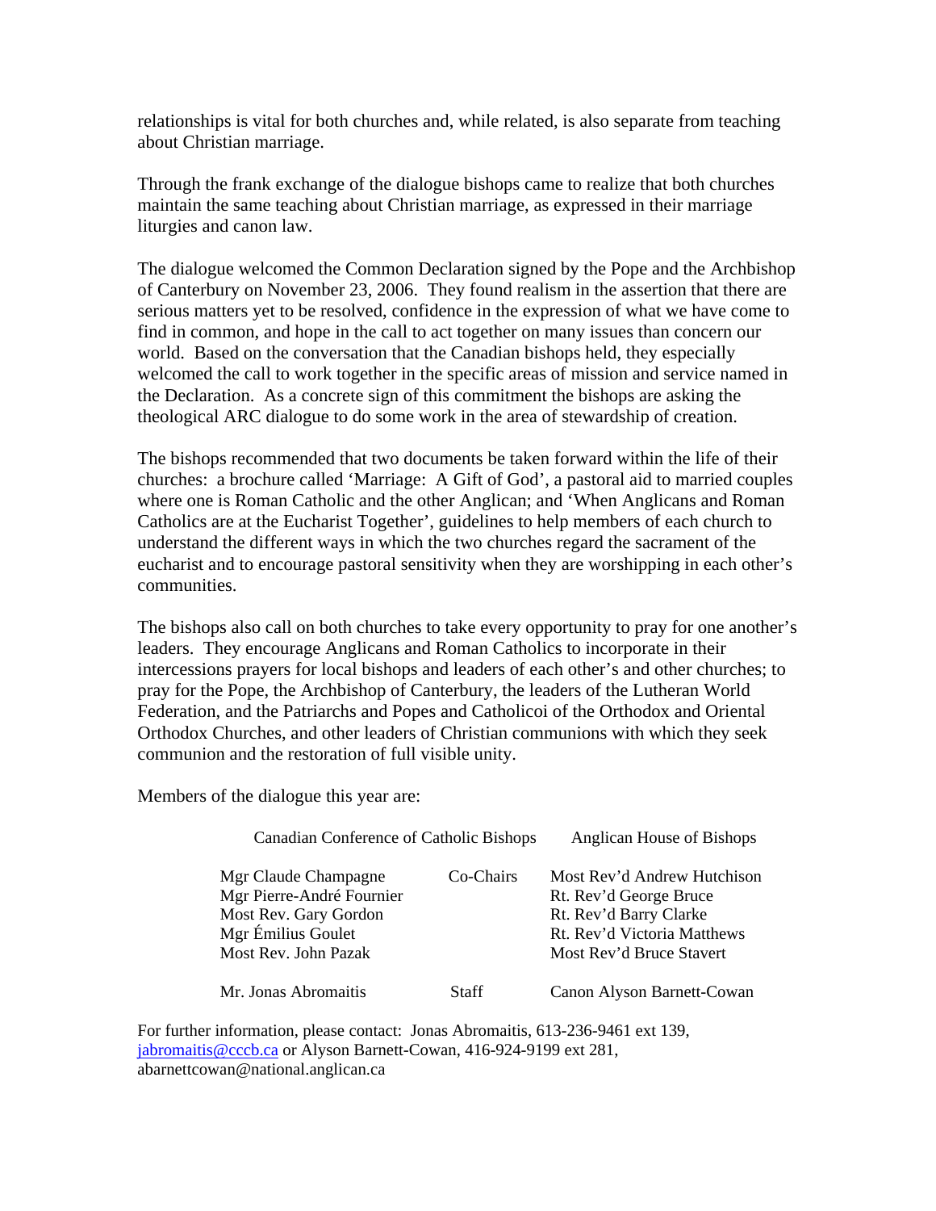relationships is vital for both churches and, while related, is also separate from teaching about Christian marriage.

Through the frank exchange of the dialogue bishops came to realize that both churches maintain the same teaching about Christian marriage, as expressed in their marriage liturgies and canon law.

The dialogue welcomed the Common Declaration signed by the Pope and the Archbishop of Canterbury on November 23, 2006. They found realism in the assertion that there are serious matters yet to be resolved, confidence in the expression of what we have come to find in common, and hope in the call to act together on many issues than concern our world. Based on the conversation that the Canadian bishops held, they especially welcomed the call to work together in the specific areas of mission and service named in the Declaration. As a concrete sign of this commitment the bishops are asking the theological ARC dialogue to do some work in the area of stewardship of creation.

The bishops recommended that two documents be taken forward within the life of their churches: a brochure called 'Marriage: A Gift of God', a pastoral aid to married couples where one is Roman Catholic and the other Anglican; and 'When Anglicans and Roman Catholics are at the Eucharist Together', guidelines to help members of each church to understand the different ways in which the two churches regard the sacrament of the eucharist and to encourage pastoral sensitivity when they are worshipping in each other's communities.

The bishops also call on both churches to take every opportunity to pray for one another's leaders. They encourage Anglicans and Roman Catholics to incorporate in their intercessions prayers for local bishops and leaders of each other's and other churches; to pray for the Pope, the Archbishop of Canterbury, the leaders of the Lutheran World Federation, and the Patriarchs and Popes and Catholicoi of the Orthodox and Oriental Orthodox Churches, and other leaders of Christian communions with which they seek communion and the restoration of full visible unity.

Members of the dialogue this year are:

| Canadian Conference of Catholic Bishops | | Anglican House of Bishops |
|---|---|---|
| Mgr Claude Champagne | Co-Chairs | Most Rev'd Andrew Hutchison |
| Mgr Pierre-André Fournier | | Rt. Rev'd George Bruce |
| Most Rev. Gary Gordon | | Rt. Rev'd Barry Clarke |
| Mgr Émilius Goulet | | Rt. Rev'd Victoria Matthews |
| Most Rev. John Pazak | | Most Rev'd Bruce Stavert |
| Mr. Jonas Abromaitis | Staff | Canon Alyson Barnett-Cowan |

For further information, please contact: Jonas Abromaitis, 613-236-9461 ext 139, jabromaitis@cccb.ca or Alyson Barnett-Cowan, 416-924-9199 ext 281, abarnettcowan@national.anglican.ca